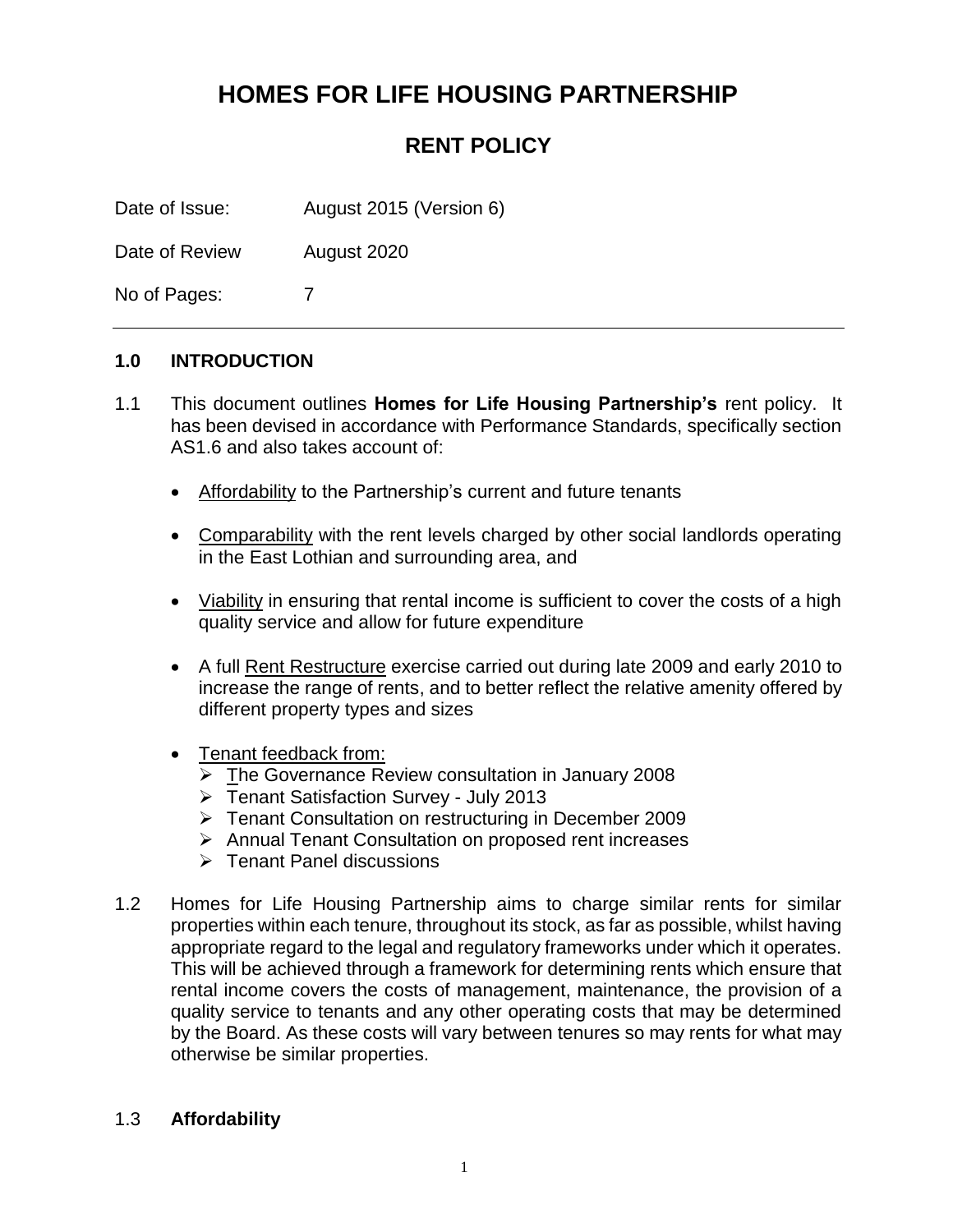# HOMES FOR LIFE HOUSING PARTNERSHIP

## RENT POLICY

Date of Issue: August 2015 (Version 6)

Date of Review August 2020

No of Pages: 7

---

### 1.0 INTRODUCTION

1.1 This document outlines **Homes for Life Housing Partnership's** rent policy. It has been devised in accordance with Performance Standards, specifically section AS1.6 and also takes account of:

- Affordability to the Partnership's current and future tenants
- Comparability with the rent levels charged by other social landlords operating in the East Lothian and surrounding area, and
- Viability in ensuring that rental income is sufficient to cover the costs of a high quality service and allow for future expenditure
- A full Rent Restructure exercise carried out during late 2009 and early 2010 to increase the range of rents, and to better reflect the relative amenity offered by different property types and sizes
- Tenant feedback from:
  - The Governance Review consultation in January 2008
  - Tenant Satisfaction Survey - July 2013
  - Tenant Consultation on restructuring in December 2009
  - Annual Tenant Consultation on proposed rent increases
  - Tenant Panel discussions

1.2 Homes for Life Housing Partnership aims to charge similar rents for similar properties within each tenure, throughout its stock, as far as possible, whilst having appropriate regard to the legal and regulatory frameworks under which it operates. This will be achieved through a framework for determining rents which ensure that rental income covers the costs of management, maintenance, the provision of a quality service to tenants and any other operating costs that may be determined by the Board. As these costs will vary between tenures so may rents for what may otherwise be similar properties.

1.3 **Affordability**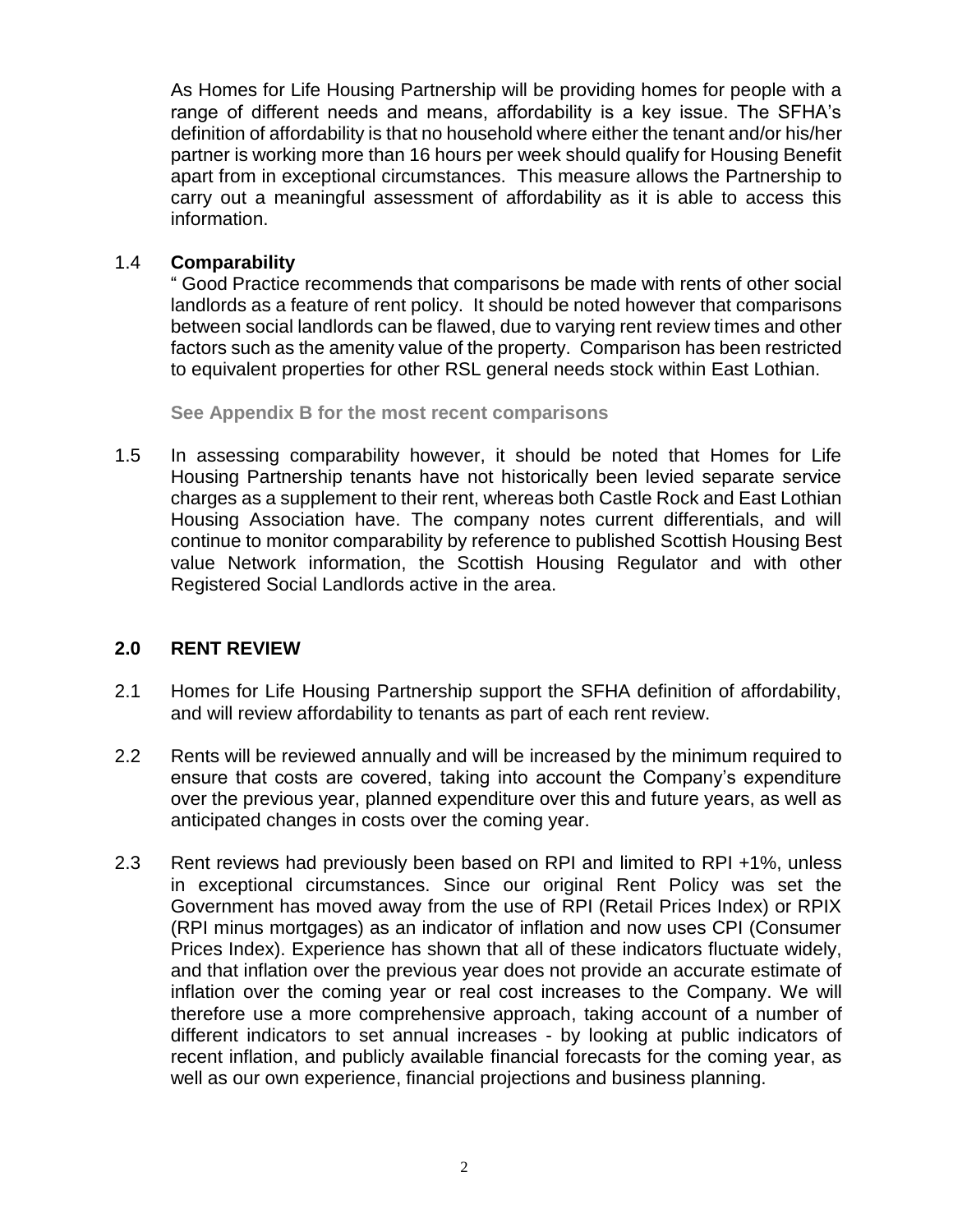As Homes for Life Housing Partnership will be providing homes for people with a range of different needs and means, affordability is a key issue. The SFHA's definition of affordability is that no household where either the tenant and/or his/her partner is working more than 16 hours per week should qualify for Housing Benefit apart from in exceptional circumstances. This measure allows the Partnership to carry out a meaningful assessment of affordability as it is able to access this information.

1.4 **Comparability**

" Good Practice recommends that comparisons be made with rents of other social landlords as a feature of rent policy. It should be noted however that comparisons between social landlords can be flawed, due to varying rent review times and other factors such as the amenity value of the property. Comparison has been restricted to equivalent properties for other RSL general needs stock within East Lothian.

**See Appendix B for the most recent comparisons**

1.5 In assessing comparability however, it should be noted that Homes for Life Housing Partnership tenants have not historically been levied separate service charges as a supplement to their rent, whereas both Castle Rock and East Lothian Housing Association have. The company notes current differentials, and will continue to monitor comparability by reference to published Scottish Housing Best value Network information, the Scottish Housing Regulator and with other Registered Social Landlords active in the area.

## 2.0 RENT REVIEW

2.1 Homes for Life Housing Partnership support the SFHA definition of affordability, and will review affordability to tenants as part of each rent review.

2.2 Rents will be reviewed annually and will be increased by the minimum required to ensure that costs are covered, taking into account the Company's expenditure over the previous year, planned expenditure over this and future years, as well as anticipated changes in costs over the coming year.

2.3 Rent reviews had previously been based on RPI and limited to RPI +1%, unless in exceptional circumstances. Since our original Rent Policy was set the Government has moved away from the use of RPI (Retail Prices Index) or RPIX (RPI minus mortgages) as an indicator of inflation and now uses CPI (Consumer Prices Index). Experience has shown that all of these indicators fluctuate widely, and that inflation over the previous year does not provide an accurate estimate of inflation over the coming year or real cost increases to the Company. We will therefore use a more comprehensive approach, taking account of a number of different indicators to set annual increases - by looking at public indicators of recent inflation, and publicly available financial forecasts for the coming year, as well as our own experience, financial projections and business planning.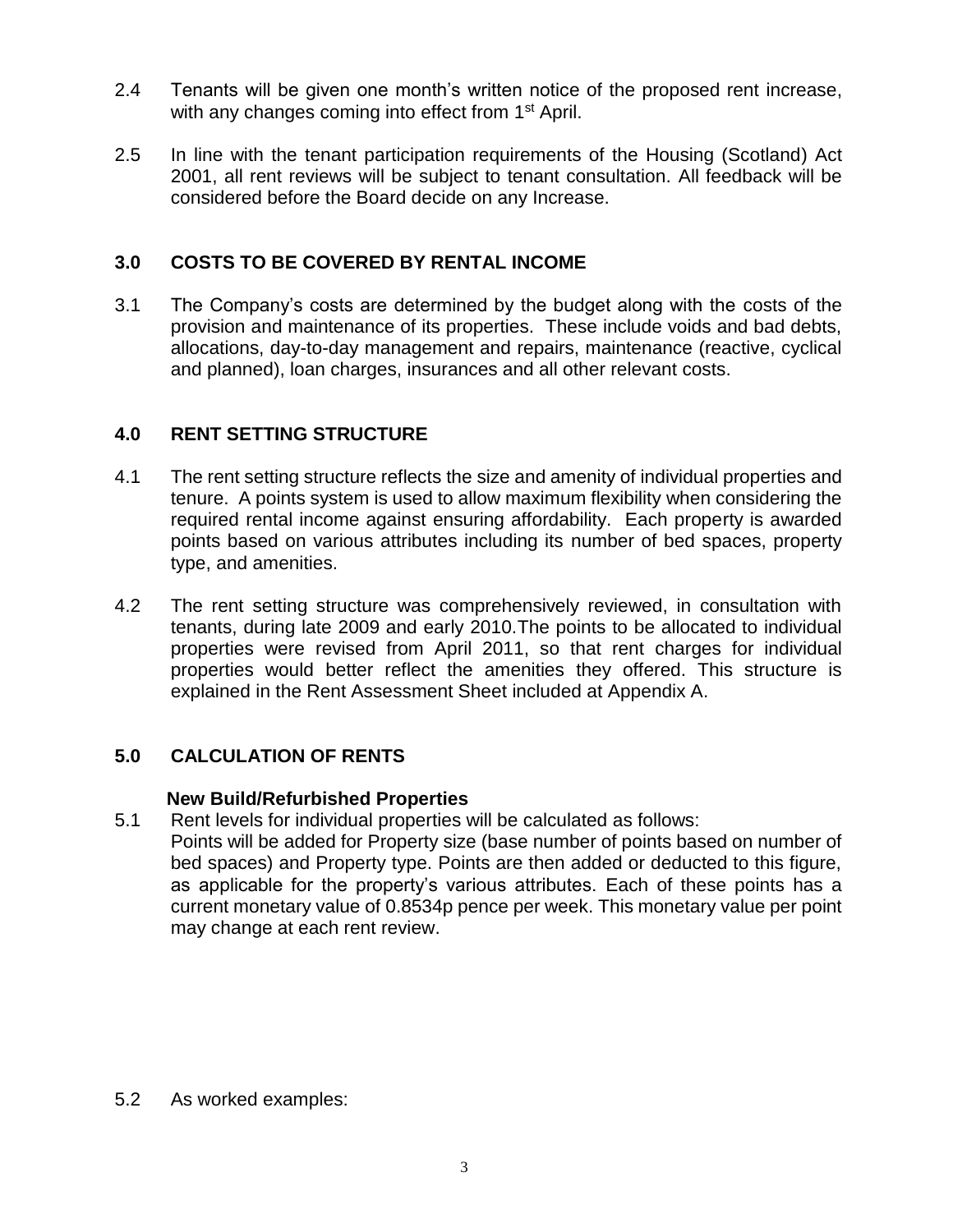2.4 Tenants will be given one month's written notice of the proposed rent increase, with any changes coming into effect from 1st April.

2.5 In line with the tenant participation requirements of the Housing (Scotland) Act 2001, all rent reviews will be subject to tenant consultation. All feedback will be considered before the Board decide on any Increase.

## 3.0 COSTS TO BE COVERED BY RENTAL INCOME

3.1 The Company's costs are determined by the budget along with the costs of the provision and maintenance of its properties. These include voids and bad debts, allocations, day-to-day management and repairs, maintenance (reactive, cyclical and planned), loan charges, insurances and all other relevant costs.

## 4.0 RENT SETTING STRUCTURE

4.1 The rent setting structure reflects the size and amenity of individual properties and tenure. A points system is used to allow maximum flexibility when considering the required rental income against ensuring affordability. Each property is awarded points based on various attributes including its number of bed spaces, property type, and amenities.

4.2 The rent setting structure was comprehensively reviewed, in consultation with tenants, during late 2009 and early 2010.The points to be allocated to individual properties were revised from April 2011, so that rent charges for individual properties would better reflect the amenities they offered. This structure is explained in the Rent Assessment Sheet included at Appendix A.

## 5.0 CALCULATION OF RENTS

**New Build/Refurbished Properties**

5.1 Rent levels for individual properties will be calculated as follows:
Points will be added for Property size (base number of points based on number of bed spaces) and Property type. Points are then added or deducted to this figure, as applicable for the property's various attributes. Each of these points has a current monetary value of 0.8534p pence per week. This monetary value per point may change at each rent review.

5.2 As worked examples: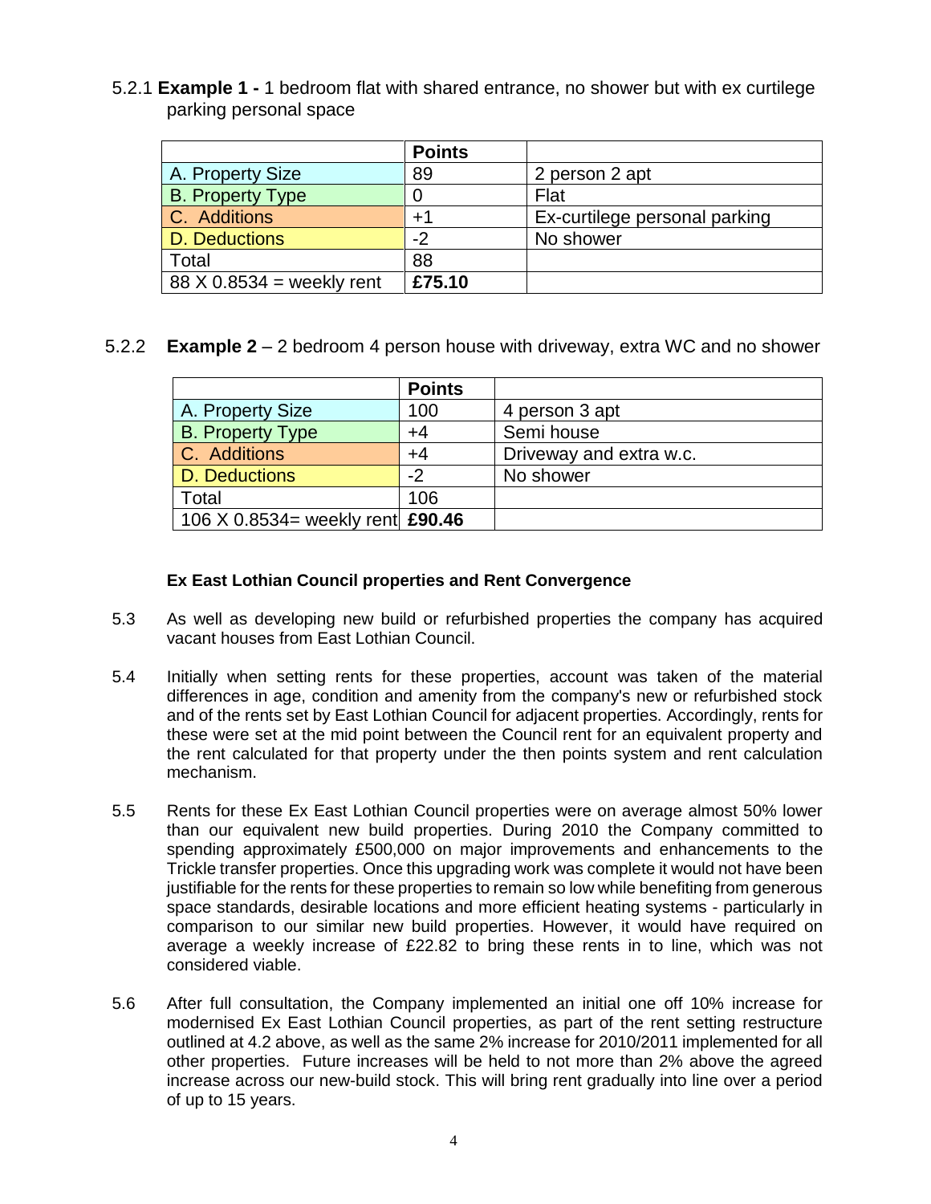5.2.1 **Example 1 -** 1 bedroom flat with shared entrance, no shower but with ex curtilege parking personal space

| | **Points** | |
|---|---|---|
| A. Property Size | 89 | 2 person 2 apt |
| B. Property Type | 0 | Flat |
| C. Additions | +1 | Ex-curtilege personal parking |
| D. Deductions | -2 | No shower |
| Total | 88 | |
| 88 X 0.8534 = weekly rent | **£75.10** | |

5.2.2 **Example 2** – 2 bedroom 4 person house with driveway, extra WC and no shower

| | **Points** | |
|---|---|---|
| A. Property Size | 100 | 4 person 3 apt |
| B. Property Type | +4 | Semi house |
| C. Additions | +4 | Driveway and extra w.c. |
| D. Deductions | -2 | No shower |
| Total | 106 | |
| 106 X 0.8534= weekly rent | **£90.46** | |

**Ex East Lothian Council properties and Rent Convergence**

5.3 As well as developing new build or refurbished properties the company has acquired vacant houses from East Lothian Council.

5.4 Initially when setting rents for these properties, account was taken of the material differences in age, condition and amenity from the company's new or refurbished stock and of the rents set by East Lothian Council for adjacent properties. Accordingly, rents for these were set at the mid point between the Council rent for an equivalent property and the rent calculated for that property under the then points system and rent calculation mechanism.

5.5 Rents for these Ex East Lothian Council properties were on average almost 50% lower than our equivalent new build properties. During 2010 the Company committed to spending approximately £500,000 on major improvements and enhancements to the Trickle transfer properties. Once this upgrading work was complete it would not have been justifiable for the rents for these properties to remain so low while benefiting from generous space standards, desirable locations and more efficient heating systems - particularly in comparison to our similar new build properties. However, it would have required on average a weekly increase of £22.82 to bring these rents in to line, which was not considered viable.

5.6 After full consultation, the Company implemented an initial one off 10% increase for modernised Ex East Lothian Council properties, as part of the rent setting restructure outlined at 4.2 above, as well as the same 2% increase for 2010/2011 implemented for all other properties. Future increases will be held to not more than 2% above the agreed increase across our new-build stock. This will bring rent gradually into line over a period of up to 15 years.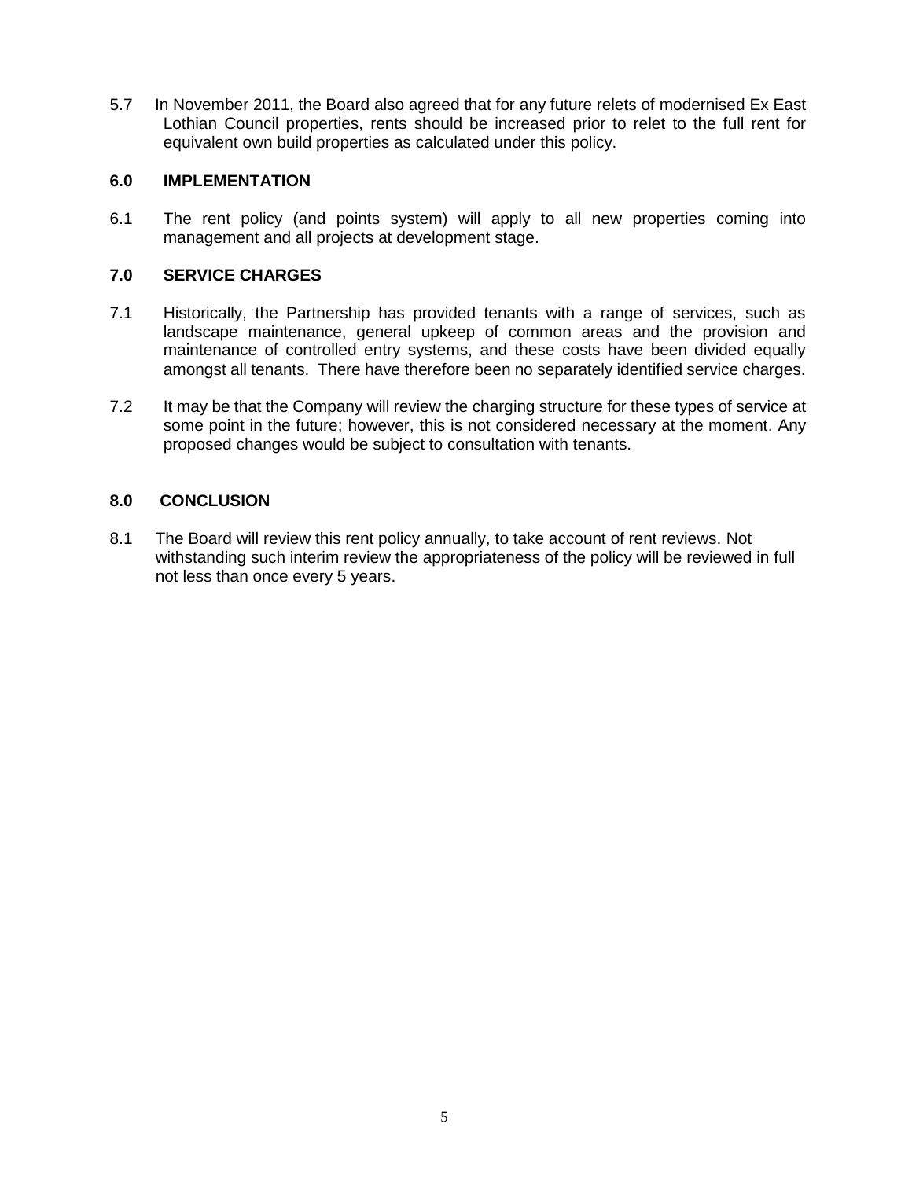5.7 In November 2011, the Board also agreed that for any future relets of modernised Ex East Lothian Council properties, rents should be increased prior to relet to the full rent for equivalent own build properties as calculated under this policy.

## 6.0 IMPLEMENTATION

6.1 The rent policy (and points system) will apply to all new properties coming into management and all projects at development stage.

## 7.0 SERVICE CHARGES

7.1 Historically, the Partnership has provided tenants with a range of services, such as landscape maintenance, general upkeep of common areas and the provision and maintenance of controlled entry systems, and these costs have been divided equally amongst all tenants. There have therefore been no separately identified service charges.

7.2 It may be that the Company will review the charging structure for these types of service at some point in the future; however, this is not considered necessary at the moment. Any proposed changes would be subject to consultation with tenants.

## 8.0 CONCLUSION

8.1 The Board will review this rent policy annually, to take account of rent reviews. Not withstanding such interim review the appropriateness of the policy will be reviewed in full not less than once every 5 years.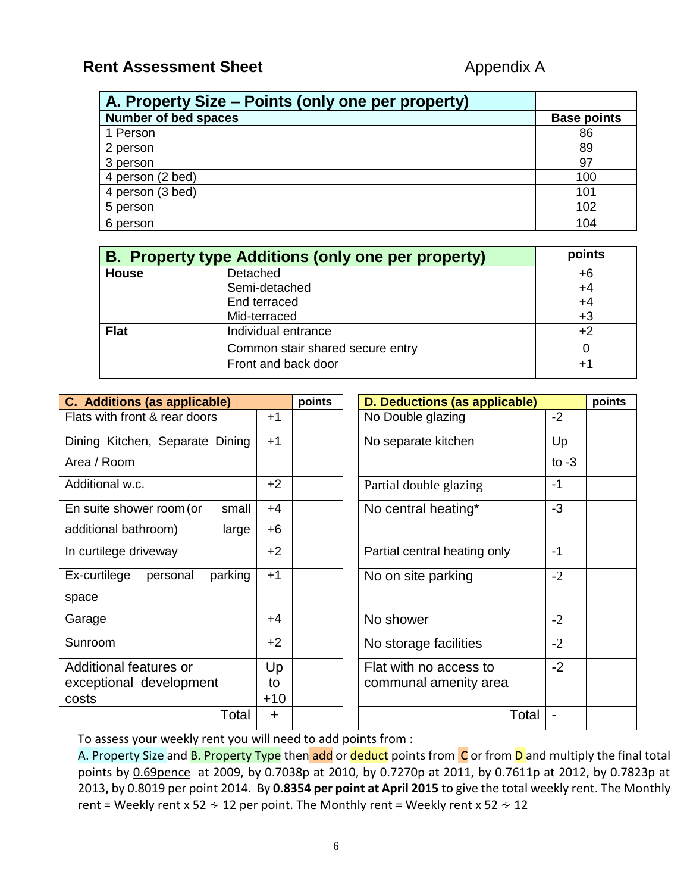## Rent Assessment Sheet

Appendix A

| A. Property Size – Points (only one per property) | |
|---|---|
| **Number of bed spaces** | **Base points** |
| 1 Person | 86 |
| 2 person | 89 |
| 3 person | 97 |
| 4 person (2 bed) | 100 |
| 4 person (3 bed) | 101 |
| 5 person | 102 |
| 6 person | 104 |

| B. Property type Additions (only one per property) | | points |
|---|---|---|
| **House** | Detached | +6 |
| | Semi-detached | +4 |
| | End terraced | +4 |
| | Mid-terraced | +3 |
| **Flat** | Individual entrance | +2 |
| | Common stair shared secure entry | 0 |
| | Front and back door | +1 |

| C. Additions (as applicable) | | points |
|---|---|---|
| Flats with front & rear doors | +1 | |
| Dining Kitchen, Separate Dining Area / Room | +1 | |
| Additional w.c. | +2 | |
| En suite shower room (or additional bathroom) small / large | +4 / +6 | |
| In curtilege driveway | +2 | |
| Ex-curtilege personal parking space | +1 | |
| Garage | +4 | |
| Sunroom | +2 | |
| Additional features or exceptional development costs | Up to +10 | |
| Total | + | |

| D. Deductions (as applicable) | | points |
|---|---|---|
| No Double glazing | -2 | |
| No separate kitchen | Up to -3 | |
| Partial double glazing | -1 | |
| No central heating* | -3 | |
| Partial central heating only | -1 | |
| No on site parking | -2 | |
| No shower | -2 | |
| No storage facilities | -2 | |
| Flat with no access to communal amenity area | -2 | |
| Total | - | |

To assess your weekly rent you will need to add points from :
A. Property Size and B. Property Type then add or deduct points from C or from D and multiply the final total points by 0.69pence at 2009, by 0.7038p at 2010, by 0.7270p at 2011, by 0.7611p at 2012, by 0.7823p at 2013**,** by 0.8019 per point 2014. By **0.8354 per point at April 2015** to give the total weekly rent. The Monthly rent = Weekly rent x 52 ÷ 12 per point. The Monthly rent = Weekly rent x 52 ÷ 12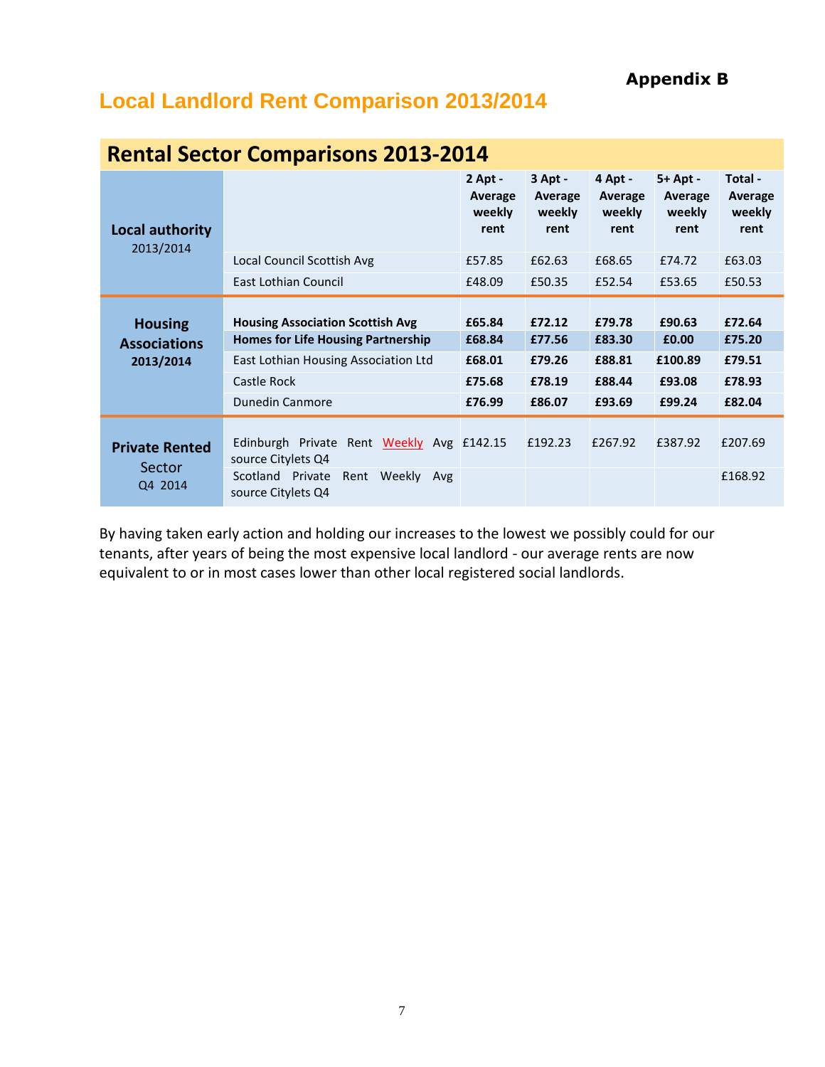**Appendix B**

# Local Landlord Rent Comparison 2013/2014

## Rental Sector Comparisons 2013-2014

| | | 2 Apt - Average weekly rent | 3 Apt - Average weekly rent | 4 Apt - Average weekly rent | 5+ Apt - Average weekly rent | Total - Average weekly rent |
|---|---|---|---|---|---|---|
| **Local authority** 2013/2014 | Local Council Scottish Avg | £57.85 | £62.63 | £68.65 | £74.72 | £63.03 |
| | East Lothian Council | £48.09 | £50.35 | £52.54 | £53.65 | £50.53 |
| **Housing Associations 2013/2014** | **Housing Association Scottish Avg** | **£65.84** | **£72.12** | **£79.78** | **£90.63** | **£72.64** |
| | **Homes for Life Housing Partnership** | **£68.84** | **£77.56** | **£83.30** | **£0.00** | **£75.20** |
| | East Lothian Housing Association Ltd | **£68.01** | **£79.26** | **£88.81** | **£100.89** | **£79.51** |
| | Castle Rock | **£75.68** | **£78.19** | **£88.44** | **£93.08** | **£78.93** |
| | Dunedin Canmore | **£76.99** | **£86.07** | **£93.69** | **£99.24** | **£82.04** |
| **Private Rented** Sector Q4 2014 | Edinburgh Private Rent Weekly Avg source Citylets Q4 | £142.15 | £192.23 | £267.92 | £387.92 | £207.69 |
| | Scotland Private Rent Weekly Avg source Citylets Q4 | | | | | £168.92 |

By having taken early action and holding our increases to the lowest we possibly could for our tenants, after years of being the most expensive local landlord - our average rents are now equivalent to or in most cases lower than other local registered social landlords.